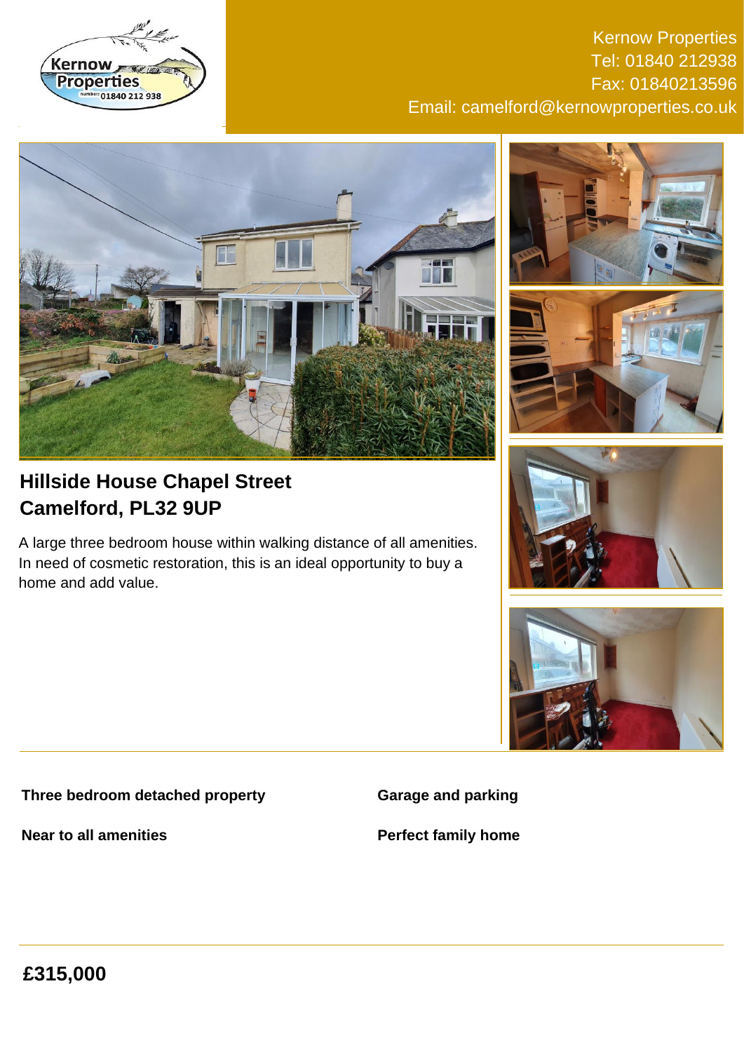Kernow Properties
Tel: 01840 212938
Fax: 01840213596
Email: camelford@kernowproperties.co.uk

## Hillside House Chapel Street
## Camelford, PL32 9UP

A large three bedroom house within walking distance of all amenities. In need of cosmetic restoration, this is an ideal opportunity to buy a home and add value.

**Three bedroom detached property**

**Garage and parking**

**Near to all amenities**

**Perfect family home**

## £315,000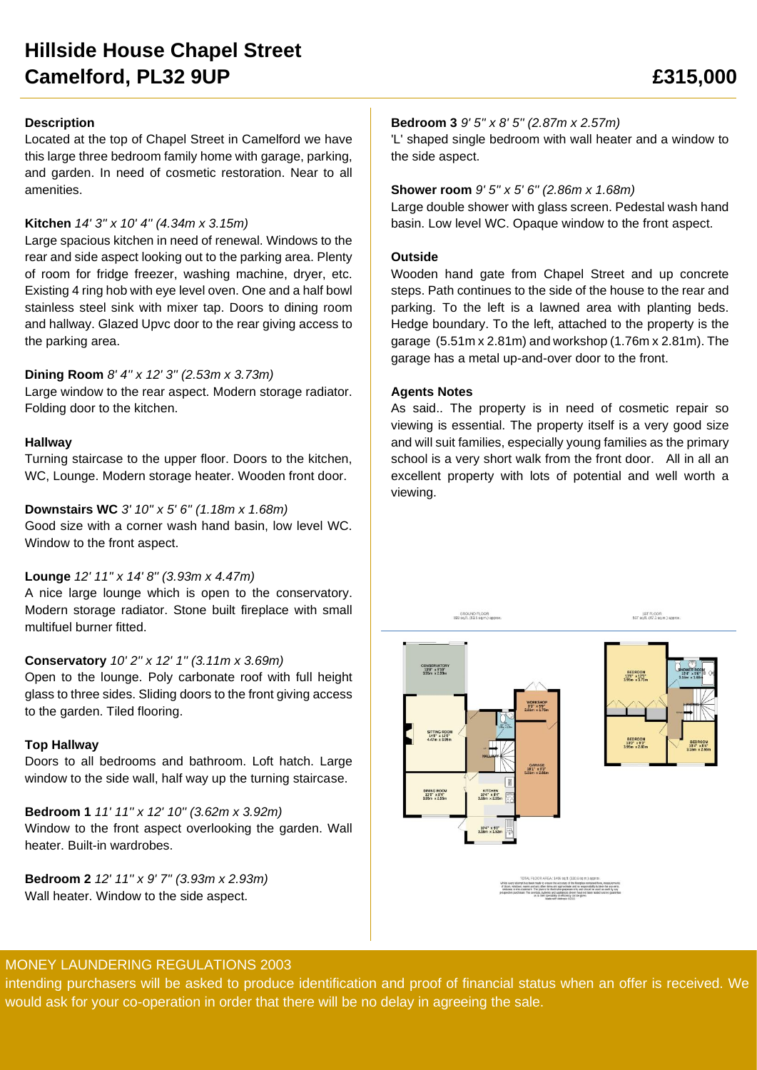# Hillside House Chapel Street Camelford, PL32 9UP

**£315,000**

### Description

Located at the top of Chapel Street in Camelford we have this large three bedroom family home with garage, parking, and garden. In need of cosmetic restoration. Near to all amenities.

**Kitchen** *14' 3" x 10' 4" (4.34m x 3.15m)*
Large spacious kitchen in need of renewal. Windows to the rear and side aspect looking out to the parking area. Plenty of room for fridge freezer, washing machine, dryer, etc. Existing 4 ring hob with eye level oven. One and a half bowl stainless steel sink with mixer tap. Doors to dining room and hallway. Glazed Upvc door to the rear giving access to the parking area.

**Dining Room** *8' 4" x 12' 3" (2.53m x 3.73m)*
Large window to the rear aspect. Modern storage radiator. Folding door to the kitchen.

**Hallway**
Turning staircase to the upper floor. Doors to the kitchen, WC, Lounge. Modern storage heater. Wooden front door.

**Downstairs WC** *3' 10" x 5' 6" (1.18m x 1.68m)*
Good size with a corner wash hand basin, low level WC. Window to the front aspect.

**Lounge** *12' 11" x 14' 8" (3.93m x 4.47m)*
A nice large lounge which is open to the conservatory. Modern storage radiator. Stone built fireplace with small multifuel burner fitted.

**Conservatory** *10' 2" x 12' 1" (3.11m x 3.69m)*
Open to the lounge. Poly carbonate roof with full height glass to three sides. Sliding doors to the front giving access to the garden. Tiled flooring.

**Top Hallway**
Doors to all bedrooms and bathroom. Loft hatch. Large window to the side wall, half way up the turning staircase.

**Bedroom 1** *11' 11" x 12' 10" (3.62m x 3.92m)*
Window to the front aspect overlooking the garden. Wall heater. Built-in wardrobes.

**Bedroom 2** *12' 11" x 9' 7" (3.93m x 2.93m)*
Wall heater. Window to the side aspect.

**Bedroom 3** *9' 5" x 8' 5" (2.87m x 2.57m)*
'L' shaped single bedroom with wall heater and a window to the side aspect.

**Shower room** *9' 5" x 5' 6" (2.86m x 1.68m)*
Large double shower with glass screen. Pedestal wash hand basin. Low level WC. Opaque window to the front aspect.

### Outside

Wooden hand gate from Chapel Street and up concrete steps. Path continues to the side of the house to the rear and parking. To the left is a lawned area with planting beds. Hedge boundary. To the left, attached to the property is the garage (5.51m x 2.81m) and workshop (1.76m x 2.81m). The garage has a metal up-and-over door to the front.

### Agents Notes

As said.. The property is in need of cosmetic repair so viewing is essential. The property itself is a very good size and will suit families, especially young families as the primary school is a very short walk from the front door. All in all an excellent property with lots of potential and well worth a viewing.

GROUND FLOOR

1ST FLOOR

CONSERVATORY

SITTING ROOM

DINING ROOM

KITCHEN

HALLWAY

WORKSHOP

GARAGE

BEDROOM

SHOWER ROOM

BEDROOM

BEDROOM

### MONEY LAUNDERING REGULATIONS 2003

intending purchasers will be asked to produce identification and proof of financial status when an offer is received. We would ask for your co-operation in order that there will be no delay in agreeing the sale.